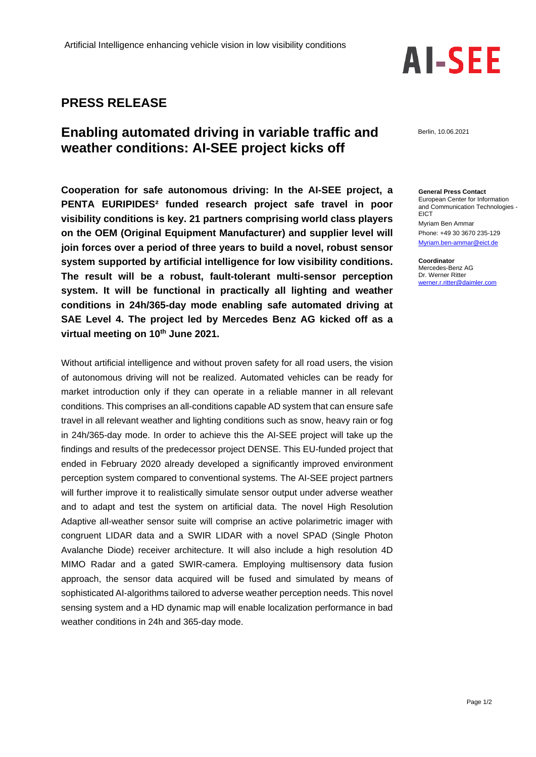Artificial Intelligence enhancing vehicle vision in low visibility conditions

AI-SEE

## PRESS RELEASE

# Enabling automated driving in variable traffic and weather conditions: AI-SEE project kicks off

Berlin, 10.06.2021

**Cooperation for safe autonomous driving: In the AI-SEE project, a PENTA EURIPIDES² funded research project safe travel in poor visibility conditions is key. 21 partners comprising world class players on the OEM (Original Equipment Manufacturer) and supplier level will join forces over a period of three years to build a novel, robust sensor system supported by artificial intelligence for low visibility conditions. The result will be a robust, fault-tolerant multi-sensor perception system. It will be functional in practically all lighting and weather conditions in 24h/365-day mode enabling safe automated driving at SAE Level 4. The project led by Mercedes Benz AG kicked off as a virtual meeting on 10th June 2021.**

Without artificial intelligence and without proven safety for all road users, the vision of autonomous driving will not be realized. Automated vehicles can be ready for market introduction only if they can operate in a reliable manner in all relevant conditions. This comprises an all-conditions capable AD system that can ensure safe travel in all relevant weather and lighting conditions such as snow, heavy rain or fog in 24h/365-day mode. In order to achieve this the AI-SEE project will take up the findings and results of the predecessor project DENSE. This EU-funded project that ended in February 2020 already developed a significantly improved environment perception system compared to conventional systems. The AI-SEE project partners will further improve it to realistically simulate sensor output under adverse weather and to adapt and test the system on artificial data. The novel High Resolution Adaptive all-weather sensor suite will comprise an active polarimetric imager with congruent LIDAR data and a SWIR LIDAR with a novel SPAD (Single Photon Avalanche Diode) receiver architecture. It will also include a high resolution 4D MIMO Radar and a gated SWIR-camera. Employing multisensory data fusion approach, the sensor data acquired will be fused and simulated by means of sophisticated AI-algorithms tailored to adverse weather perception needs. This novel sensing system and a HD dynamic map will enable localization performance in bad weather conditions in 24h and 365-day mode.

**General Press Contact**
European Center for Information and Communication Technologies - EICT
Myriam Ben Ammar
Phone: +49 30 3670 235-129
Myriam.ben-ammar@eict.de

**Coordinator**
Mercedes-Benz AG
Dr. Werner Ritter
werner.r.ritter@daimler.com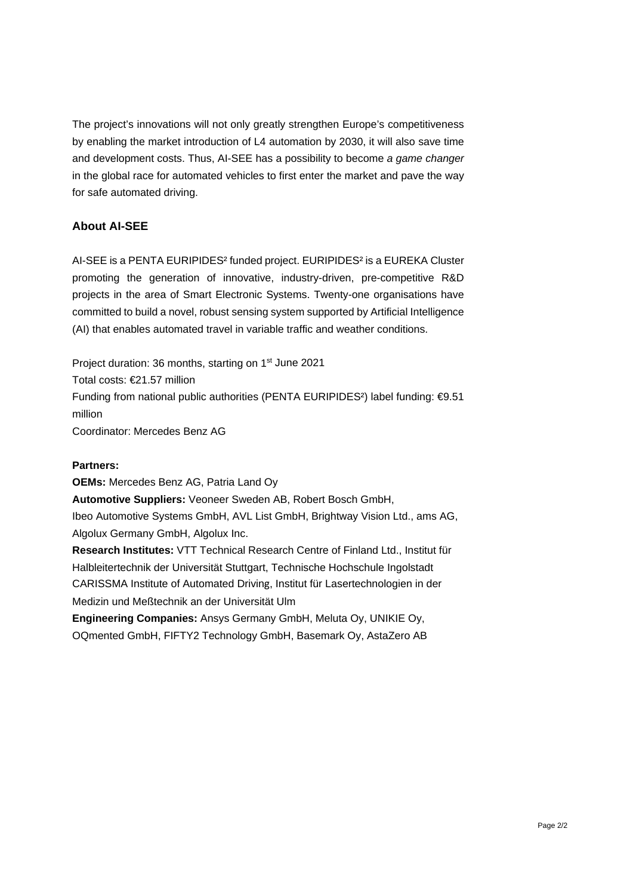The project's innovations will not only greatly strengthen Europe's competitiveness by enabling the market introduction of L4 automation by 2030, it will also save time and development costs. Thus, AI-SEE has a possibility to become *a game changer* in the global race for automated vehicles to first enter the market and pave the way for safe automated driving.

## About AI-SEE

AI-SEE is a PENTA EURIPIDES² funded project. EURIPIDES² is a EUREKA Cluster promoting the generation of innovative, industry-driven, pre-competitive R&D projects in the area of Smart Electronic Systems. Twenty-one organisations have committed to build a novel, robust sensing system supported by Artificial Intelligence (AI) that enables automated travel in variable traffic and weather conditions.

Project duration: 36 months, starting on 1st June 2021
Total costs: €21.57 million
Funding from national public authorities (PENTA EURIPIDES²) label funding: €9.51 million
Coordinator: Mercedes Benz AG

**Partners:**
**OEMs:** Mercedes Benz AG, Patria Land Oy
**Automotive Suppliers:** Veoneer Sweden AB, Robert Bosch GmbH, Ibeo Automotive Systems GmbH, AVL List GmbH, Brightway Vision Ltd., ams AG, Algolux Germany GmbH, Algolux Inc.
**Research Institutes:** VTT Technical Research Centre of Finland Ltd., Institut für Halbleitertechnik der Universität Stuttgart, Technische Hochschule Ingolstadt CARISSMA Institute of Automated Driving, Institut für Lasertechnologien in der Medizin und Meßtechnik an der Universität Ulm
**Engineering Companies:** Ansys Germany GmbH, Meluta Oy, UNIKIE Oy, OQmented GmbH, FIFTY2 Technology GmbH, Basemark Oy, AstaZero AB